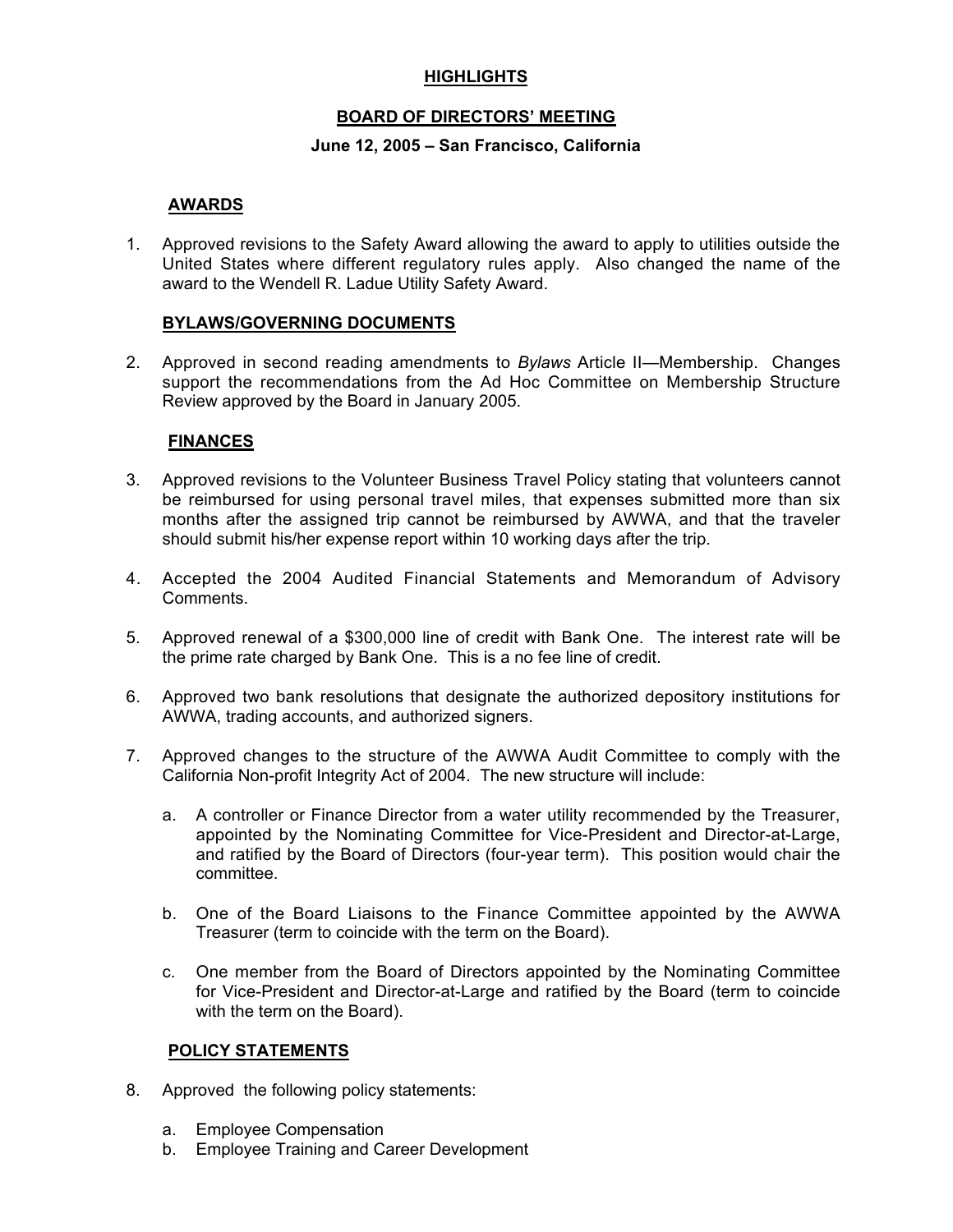# HIGHLIGHTS

## BOARD OF DIRECTORS' MEETING

### June 12, 2005 – San Francisco, California

**AWARDS**

1. Approved revisions to the Safety Award allowing the award to apply to utilities outside the United States where different regulatory rules apply. Also changed the name of the award to the Wendell R. Ladue Utility Safety Award.

**BYLAWS/GOVERNING DOCUMENTS**

2. Approved in second reading amendments to *Bylaws* Article II—Membership. Changes support the recommendations from the Ad Hoc Committee on Membership Structure Review approved by the Board in January 2005.

**FINANCES**

3. Approved revisions to the Volunteer Business Travel Policy stating that volunteers cannot be reimbursed for using personal travel miles, that expenses submitted more than six months after the assigned trip cannot be reimbursed by AWWA, and that the traveler should submit his/her expense report within 10 working days after the trip.

4. Accepted the 2004 Audited Financial Statements and Memorandum of Advisory Comments.

5. Approved renewal of a $300,000 line of credit with Bank One. The interest rate will be the prime rate charged by Bank One. This is a no fee line of credit.

6. Approved two bank resolutions that designate the authorized depository institutions for AWWA, trading accounts, and authorized signers.

7. Approved changes to the structure of the AWWA Audit Committee to comply with the California Non-profit Integrity Act of 2004. The new structure will include:

   a. A controller or Finance Director from a water utility recommended by the Treasurer, appointed by the Nominating Committee for Vice-President and Director-at-Large, and ratified by the Board of Directors (four-year term). This position would chair the committee.

   b. One of the Board Liaisons to the Finance Committee appointed by the AWWA Treasurer (term to coincide with the term on the Board).

   c. One member from the Board of Directors appointed by the Nominating Committee for Vice-President and Director-at-Large and ratified by the Board (term to coincide with the term on the Board).

**POLICY STATEMENTS**

8. Approved the following policy statements:

   a. Employee Compensation
   b. Employee Training and Career Development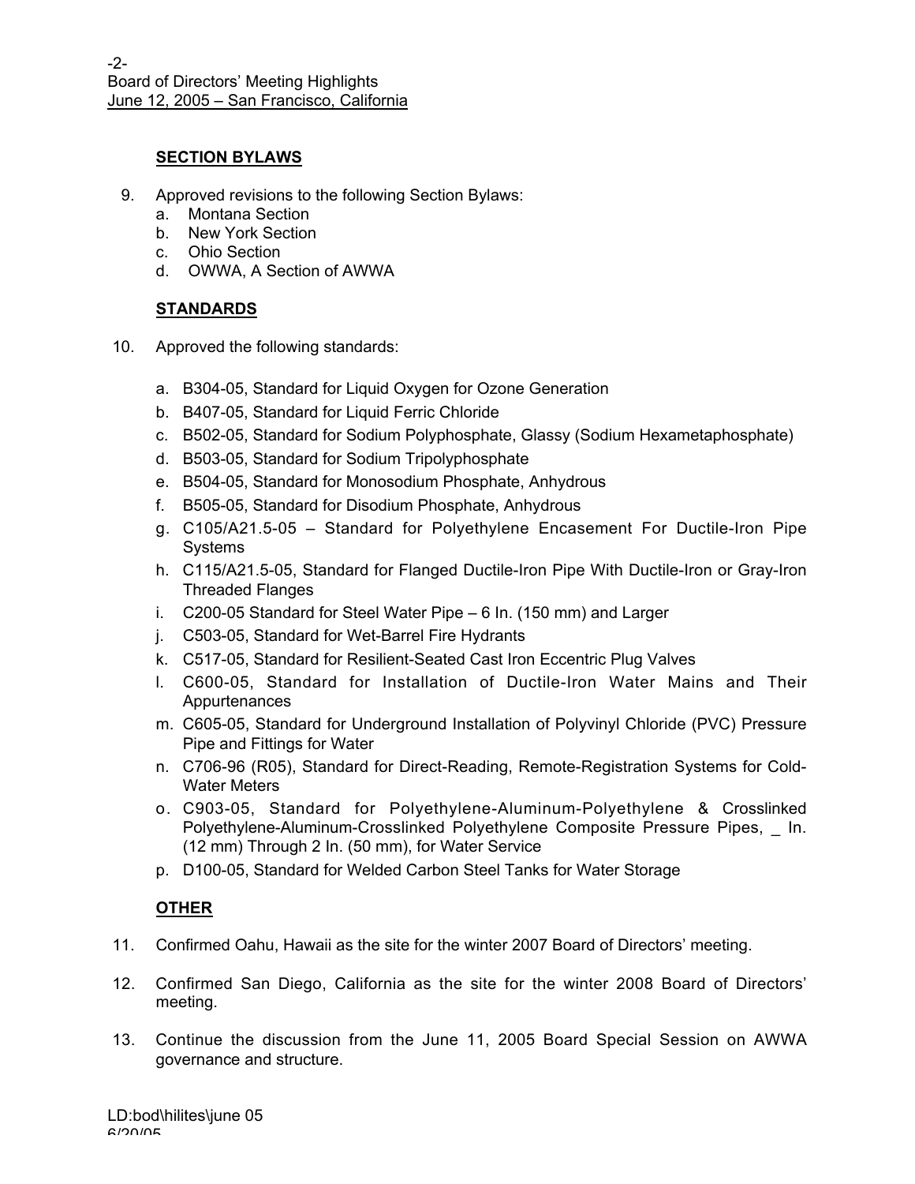## SECTION BYLAWS

9. Approved revisions to the following Section Bylaws:
   a. Montana Section
   b. New York Section
   c. Ohio Section
   d. OWWA, A Section of AWWA

## STANDARDS

10. Approved the following standards:

    a. B304-05, Standard for Liquid Oxygen for Ozone Generation
    b. B407-05, Standard for Liquid Ferric Chloride
    c. B502-05, Standard for Sodium Polyphosphate, Glassy (Sodium Hexametaphosphate)
    d. B503-05, Standard for Sodium Tripolyphosphate
    e. B504-05, Standard for Monosodium Phosphate, Anhydrous
    f. B505-05, Standard for Disodium Phosphate, Anhydrous
    g. C105/A21.5-05 – Standard for Polyethylene Encasement For Ductile-Iron Pipe Systems
    h. C115/A21.5-05, Standard for Flanged Ductile-Iron Pipe With Ductile-Iron or Gray-Iron Threaded Flanges
    i. C200-05 Standard for Steel Water Pipe – 6 In. (150 mm) and Larger
    j. C503-05, Standard for Wet-Barrel Fire Hydrants
    k. C517-05, Standard for Resilient-Seated Cast Iron Eccentric Plug Valves
    l. C600-05, Standard for Installation of Ductile-Iron Water Mains and Their Appurtenances
    m. C605-05, Standard for Underground Installation of Polyvinyl Chloride (PVC) Pressure Pipe and Fittings for Water
    n. C706-96 (R05), Standard for Direct-Reading, Remote-Registration Systems for Cold-Water Meters
    o. C903-05, Standard for Polyethylene-Aluminum-Polyethylene & Crosslinked Polyethylene-Aluminum-Crosslinked Polyethylene Composite Pressure Pipes, _ In. (12 mm) Through 2 In. (50 mm), for Water Service
    p. D100-05, Standard for Welded Carbon Steel Tanks for Water Storage

## OTHER

11. Confirmed Oahu, Hawaii as the site for the winter 2007 Board of Directors' meeting.

12. Confirmed San Diego, California as the site for the winter 2008 Board of Directors' meeting.

13. Continue the discussion from the June 11, 2005 Board Special Session on AWWA governance and structure.

LD:bod\hilites\june 05
6/20/05